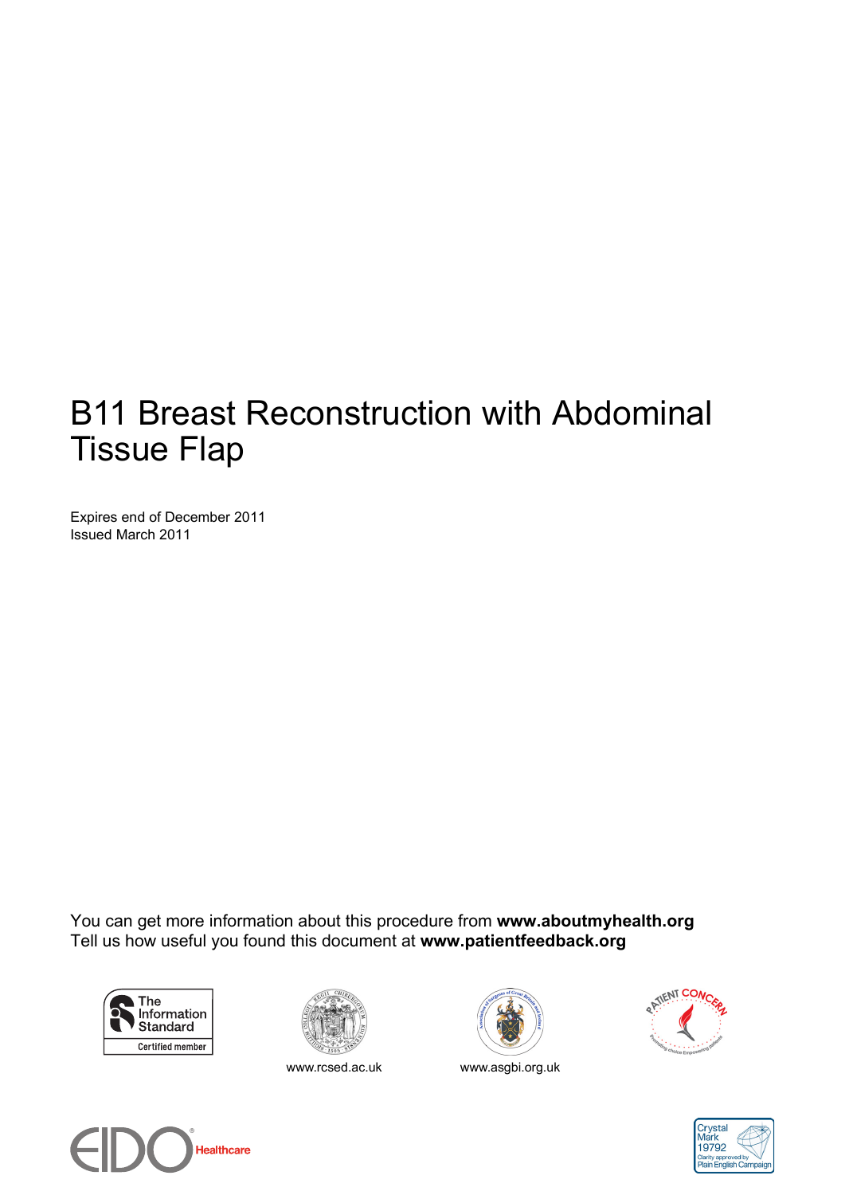# B11 Breast Reconstruction with Abdominal Tissue Flap

Expires end of December 2011
Issued March 2011

You can get more information about this procedure from **www.aboutmyhealth.org**
Tell us how useful you found this document at **www.patientfeedback.org**

The Information Standard
Certified member

www.rcsed.ac.uk

www.asgbi.org.uk

Patient Concern

EIDO Healthcare

Crystal Mark 19792
Clarity approved by Plain English Campaign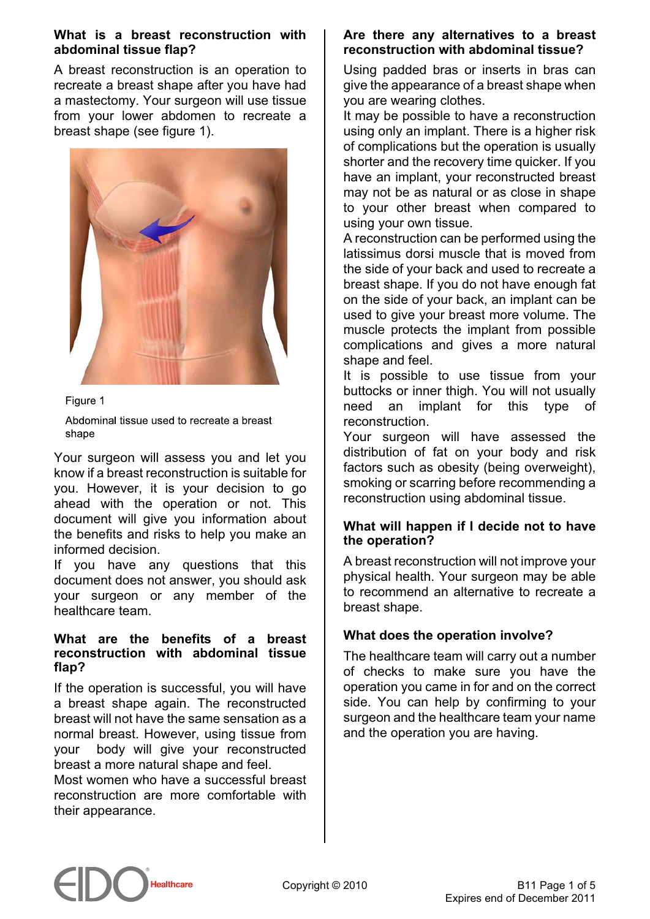## What is a breast reconstruction with abdominal tissue flap?

A breast reconstruction is an operation to recreate a breast shape after you have had a mastectomy. Your surgeon will use tissue from your lower abdomen to recreate a breast shape (see figure 1).

Figure 1

Abdominal tissue used to recreate a breast shape

Your surgeon will assess you and let you know if a breast reconstruction is suitable for you. However, it is your decision to go ahead with the operation or not. This document will give you information about the benefits and risks to help you make an informed decision.

If you have any questions that this document does not answer, you should ask your surgeon or any member of the healthcare team.

## What are the benefits of a breast reconstruction with abdominal tissue flap?

If the operation is successful, you will have a breast shape again. The reconstructed breast will not have the same sensation as a normal breast. However, using tissue from your body will give your reconstructed breast a more natural shape and feel.

Most women who have a successful breast reconstruction are more comfortable with their appearance.

## Are there any alternatives to a breast reconstruction with abdominal tissue?

Using padded bras or inserts in bras can give the appearance of a breast shape when you are wearing clothes.

It may be possible to have a reconstruction using only an implant. There is a higher risk of complications but the operation is usually shorter and the recovery time quicker. If you have an implant, your reconstructed breast may not be as natural or as close in shape to your other breast when compared to using your own tissue.

A reconstruction can be performed using the latissimus dorsi muscle that is moved from the side of your back and used to recreate a breast shape. If you do not have enough fat on the side of your back, an implant can be used to give your breast more volume. The muscle protects the implant from possible complications and gives a more natural shape and feel.

It is possible to use tissue from your buttocks or inner thigh. You will not usually need an implant for this type of reconstruction.

Your surgeon will have assessed the distribution of fat on your body and risk factors such as obesity (being overweight), smoking or scarring before recommending a reconstruction using abdominal tissue.

## What will happen if I decide not to have the operation?

A breast reconstruction will not improve your physical health. Your surgeon may be able to recommend an alternative to recreate a breast shape.

## What does the operation involve?

The healthcare team will carry out a number of checks to make sure you have the operation you came in for and on the correct side. You can help by confirming to your surgeon and the healthcare team your name and the operation you are having.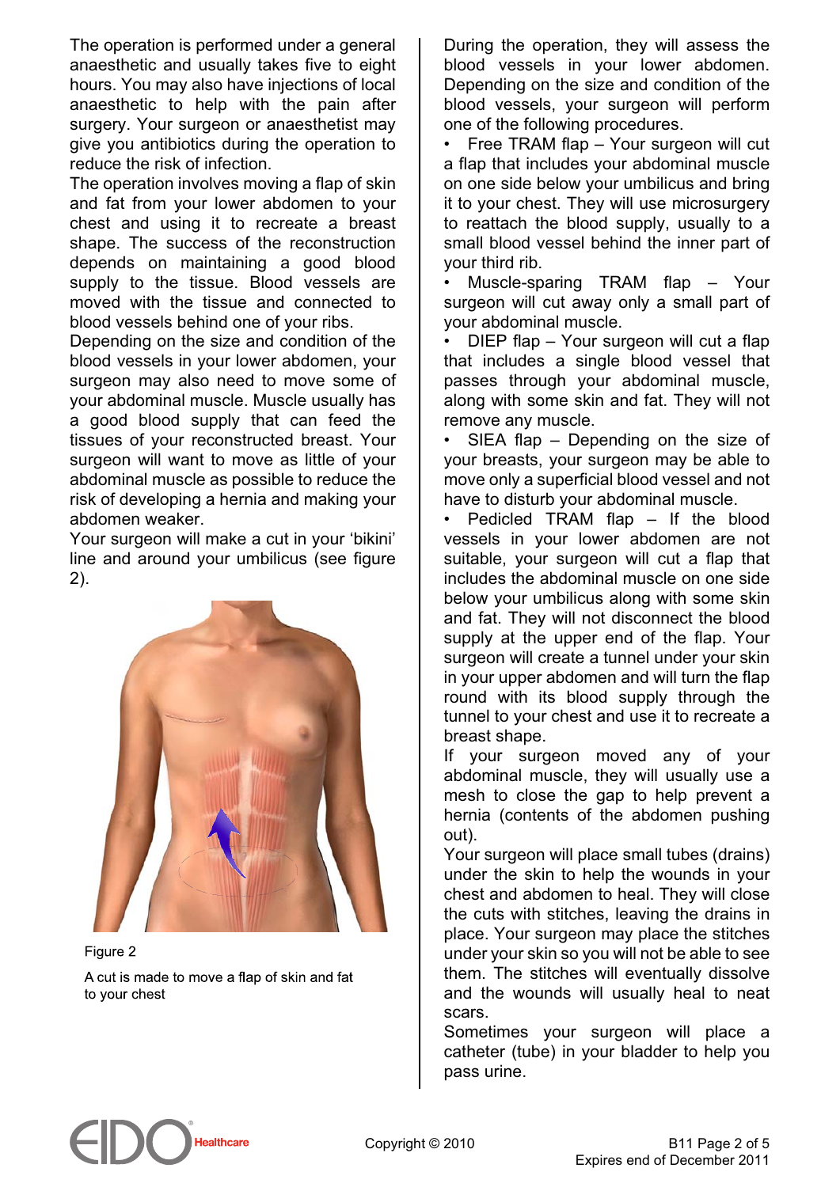The operation is performed under a general anaesthetic and usually takes five to eight hours. You may also have injections of local anaesthetic to help with the pain after surgery. Your surgeon or anaesthetist may give you antibiotics during the operation to reduce the risk of infection.

The operation involves moving a flap of skin and fat from your lower abdomen to your chest and using it to recreate a breast shape. The success of the reconstruction depends on maintaining a good blood supply to the tissue. Blood vessels are moved with the tissue and connected to blood vessels behind one of your ribs.

Depending on the size and condition of the blood vessels in your lower abdomen, your surgeon may also need to move some of your abdominal muscle. Muscle usually has a good blood supply that can feed the tissues of your reconstructed breast. Your surgeon will want to move as little of your abdominal muscle as possible to reduce the risk of developing a hernia and making your abdomen weaker.

Your surgeon will make a cut in your 'bikini' line and around your umbilicus (see figure 2).

Figure 2

A cut is made to move a flap of skin and fat to your chest

During the operation, they will assess the blood vessels in your lower abdomen. Depending on the size and condition of the blood vessels, your surgeon will perform one of the following procedures.

- Free TRAM flap – Your surgeon will cut a flap that includes your abdominal muscle on one side below your umbilicus and bring it to your chest. They will use microsurgery to reattach the blood supply, usually to a small blood vessel behind the inner part of your third rib.
- Muscle-sparing TRAM flap – Your surgeon will cut away only a small part of your abdominal muscle.
- DIEP flap – Your surgeon will cut a flap that includes a single blood vessel that passes through your abdominal muscle, along with some skin and fat. They will not remove any muscle.
- SIEA flap – Depending on the size of your breasts, your surgeon may be able to move only a superficial blood vessel and not have to disturb your abdominal muscle.
- Pedicled TRAM flap – If the blood vessels in your lower abdomen are not suitable, your surgeon will cut a flap that includes the abdominal muscle on one side below your umbilicus along with some skin and fat. They will not disconnect the blood supply at the upper end of the flap. Your surgeon will create a tunnel under your skin in your upper abdomen and will turn the flap round with its blood supply through the tunnel to your chest and use it to recreate a breast shape.

If your surgeon moved any of your abdominal muscle, they will usually use a mesh to close the gap to help prevent a hernia (contents of the abdomen pushing out).

Your surgeon will place small tubes (drains) under the skin to help the wounds in your chest and abdomen to heal. They will close the cuts with stitches, leaving the drains in place. Your surgeon may place the stitches under your skin so you will not be able to see them. The stitches will eventually dissolve and the wounds will usually heal to neat scars.

Sometimes your surgeon will place a catheter (tube) in your bladder to help you pass urine.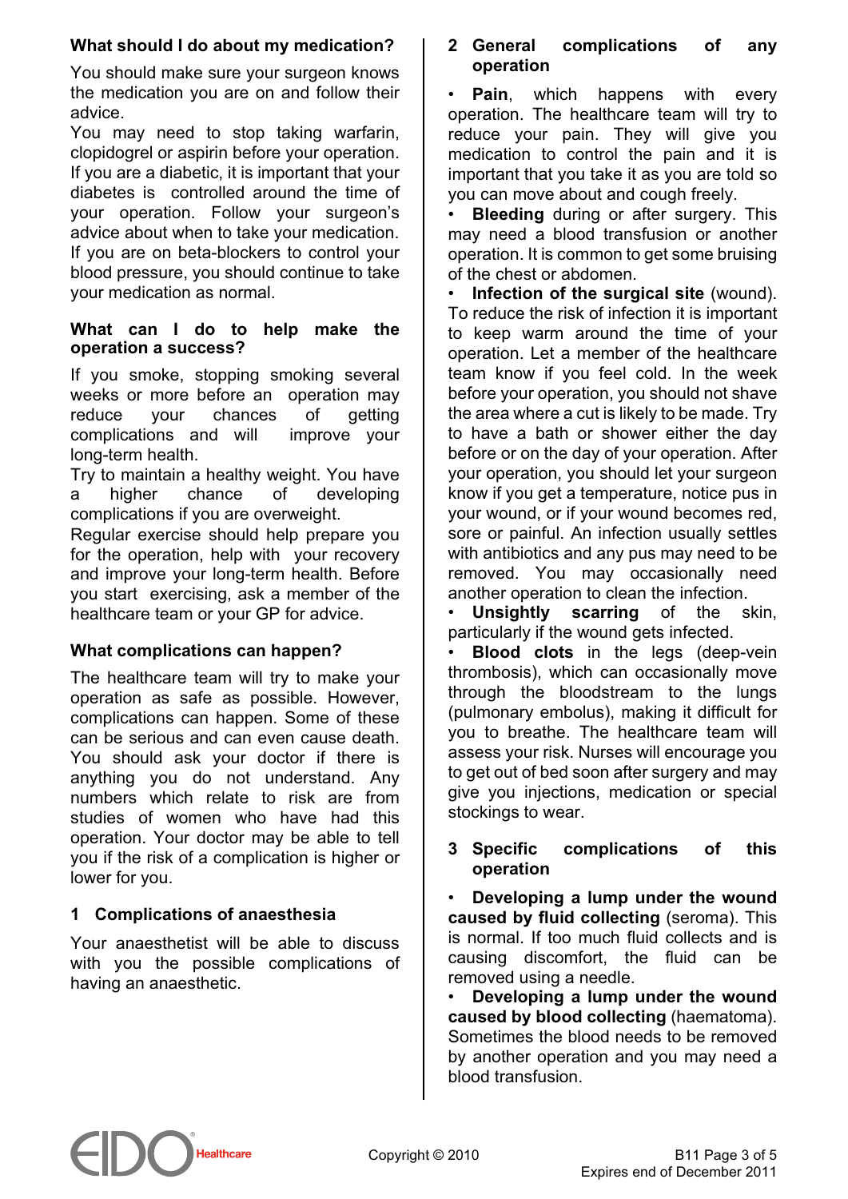## What should I do about my medication?

You should make sure your surgeon knows the medication you are on and follow their advice.

You may need to stop taking warfarin, clopidogrel or aspirin before your operation. If you are a diabetic, it is important that your diabetes is controlled around the time of your operation. Follow your surgeon's advice about when to take your medication. If you are on beta-blockers to control your blood pressure, you should continue to take your medication as normal.

## What can I do to help make the operation a success?

If you smoke, stopping smoking several weeks or more before an operation may reduce your chances of getting complications and will improve your long-term health.

Try to maintain a healthy weight. You have a higher chance of developing complications if you are overweight.

Regular exercise should help prepare you for the operation, help with your recovery and improve your long-term health. Before you start exercising, ask a member of the healthcare team or your GP for advice.

## What complications can happen?

The healthcare team will try to make your operation as safe as possible. However, complications can happen. Some of these can be serious and can even cause death. You should ask your doctor if there is anything you do not understand. Any numbers which relate to risk are from studies of women who have had this operation. Your doctor may be able to tell you if the risk of a complication is higher or lower for you.

### 1 Complications of anaesthesia

Your anaesthetist will be able to discuss with you the possible complications of having an anaesthetic.

### 2 General complications of any operation

- **Pain**, which happens with every operation. The healthcare team will try to reduce your pain. They will give you medication to control the pain and it is important that you take it as you are told so you can move about and cough freely.
- **Bleeding** during or after surgery. This may need a blood transfusion or another operation. It is common to get some bruising of the chest or abdomen.
- **Infection of the surgical site** (wound). To reduce the risk of infection it is important to keep warm around the time of your operation. Let a member of the healthcare team know if you feel cold. In the week before your operation, you should not shave the area where a cut is likely to be made. Try to have a bath or shower either the day before or on the day of your operation. After your operation, you should let your surgeon know if you get a temperature, notice pus in your wound, or if your wound becomes red, sore or painful. An infection usually settles with antibiotics and any pus may need to be removed. You may occasionally need another operation to clean the infection.
- **Unsightly scarring** of the skin, particularly if the wound gets infected.
- **Blood clots** in the legs (deep-vein thrombosis), which can occasionally move through the bloodstream to the lungs (pulmonary embolus), making it difficult for you to breathe. The healthcare team will assess your risk. Nurses will encourage you to get out of bed soon after surgery and may give you injections, medication or special stockings to wear.

### 3 Specific complications of this operation

- **Developing a lump under the wound caused by fluid collecting** (seroma). This is normal. If too much fluid collects and is causing discomfort, the fluid can be removed using a needle.
- **Developing a lump under the wound caused by blood collecting** (haematoma). Sometimes the blood needs to be removed by another operation and you may need a blood transfusion.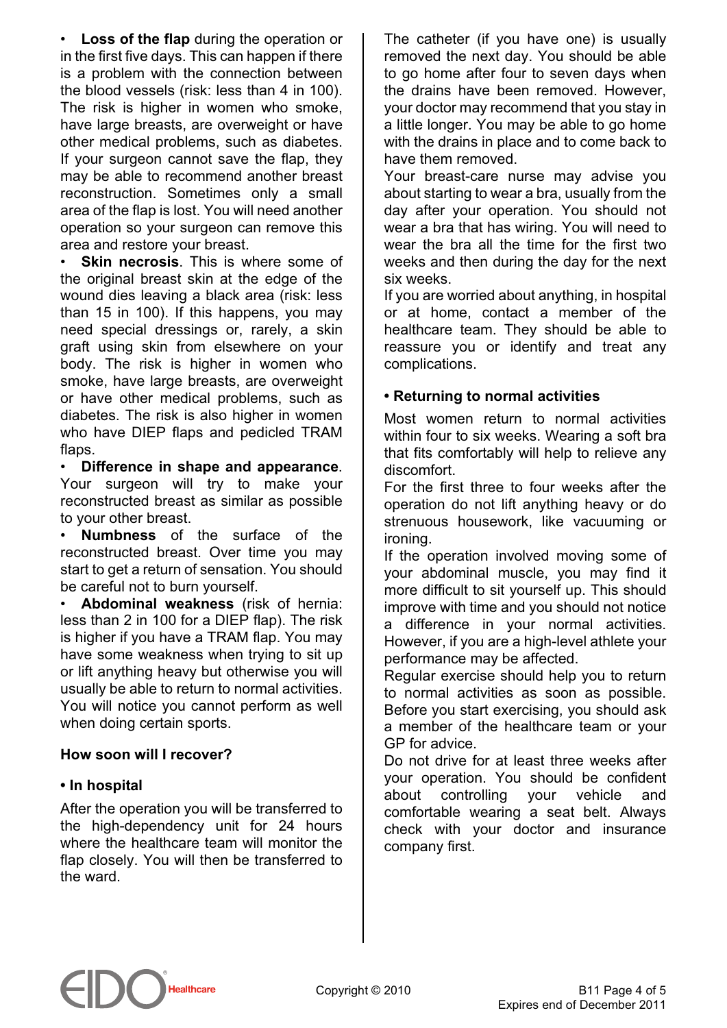- **Loss of the flap** during the operation or in the first five days. This can happen if there is a problem with the connection between the blood vessels (risk: less than 4 in 100). The risk is higher in women who smoke, have large breasts, are overweight or have other medical problems, such as diabetes. If your surgeon cannot save the flap, they may be able to recommend another breast reconstruction. Sometimes only a small area of the flap is lost. You will need another operation so your surgeon can remove this area and restore your breast.
- **Skin necrosis**. This is where some of the original breast skin at the edge of the wound dies leaving a black area (risk: less than 15 in 100). If this happens, you may need special dressings or, rarely, a skin graft using skin from elsewhere on your body. The risk is higher in women who smoke, have large breasts, are overweight or have other medical problems, such as diabetes. The risk is also higher in women who have DIEP flaps and pedicled TRAM flaps.
- **Difference in shape and appearance**. Your surgeon will try to make your reconstructed breast as similar as possible to your other breast.
- **Numbness** of the surface of the reconstructed breast. Over time you may start to get a return of sensation. You should be careful not to burn yourself.
- **Abdominal weakness** (risk of hernia: less than 2 in 100 for a DIEP flap). The risk is higher if you have a TRAM flap. You may have some weakness when trying to sit up or lift anything heavy but otherwise you will usually be able to return to normal activities. You will notice you cannot perform as well when doing certain sports.

### How soon will I recover?

#### • In hospital

After the operation you will be transferred to the high-dependency unit for 24 hours where the healthcare team will monitor the flap closely. You will then be transferred to the ward.

The catheter (if you have one) is usually removed the next day. You should be able to go home after four to seven days when the drains have been removed. However, your doctor may recommend that you stay in a little longer. You may be able to go home with the drains in place and to come back to have them removed.

Your breast-care nurse may advise you about starting to wear a bra, usually from the day after your operation. You should not wear a bra that has wiring. You will need to wear the bra all the time for the first two weeks and then during the day for the next six weeks.

If you are worried about anything, in hospital or at home, contact a member of the healthcare team. They should be able to reassure you or identify and treat any complications.

#### • Returning to normal activities

Most women return to normal activities within four to six weeks. Wearing a soft bra that fits comfortably will help to relieve any discomfort.

For the first three to four weeks after the operation do not lift anything heavy or do strenuous housework, like vacuuming or ironing.

If the operation involved moving some of your abdominal muscle, you may find it more difficult to sit yourself up. This should improve with time and you should not notice a difference in your normal activities. However, if you are a high-level athlete your performance may be affected.

Regular exercise should help you to return to normal activities as soon as possible. Before you start exercising, you should ask a member of the healthcare team or your GP for advice.

Do not drive for at least three weeks after your operation. You should be confident about controlling your vehicle and comfortable wearing a seat belt. Always check with your doctor and insurance company first.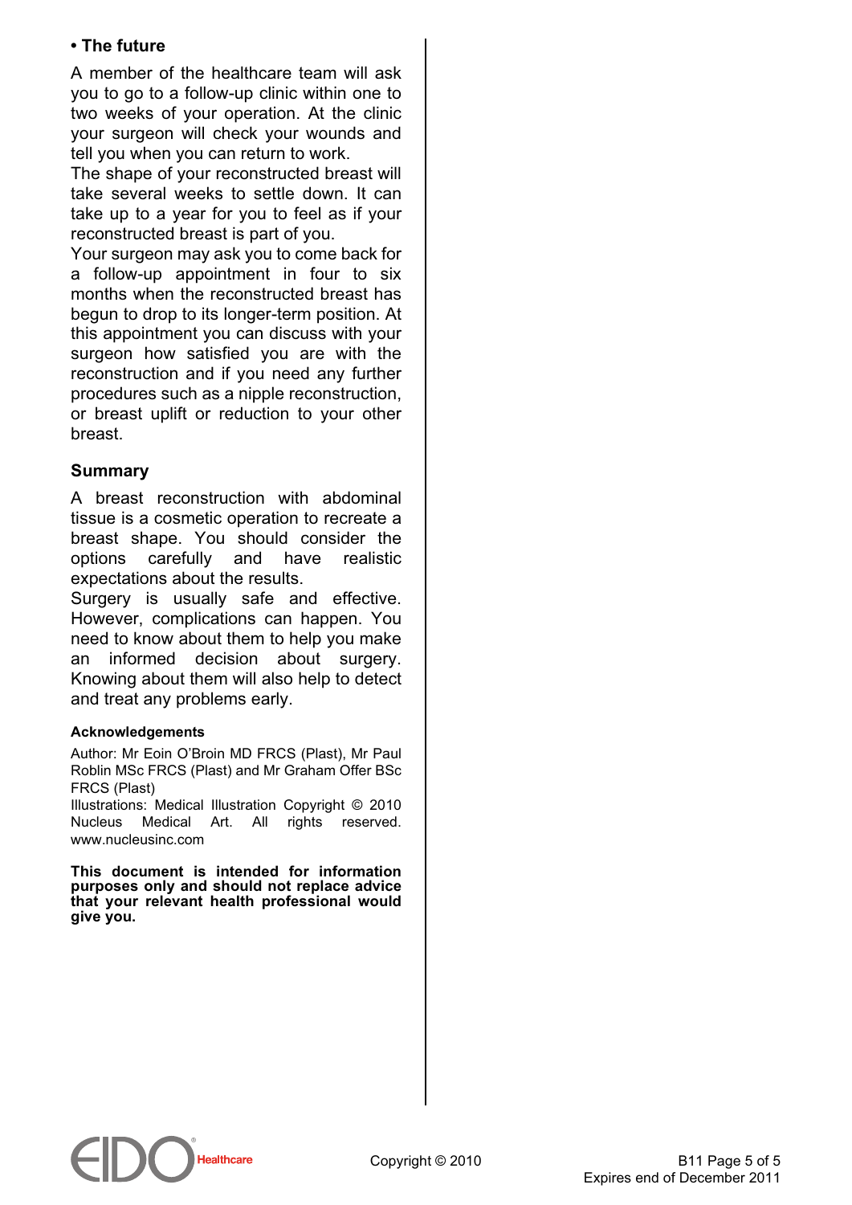**• The future**

A member of the healthcare team will ask you to go to a follow-up clinic within one to two weeks of your operation. At the clinic your surgeon will check your wounds and tell you when you can return to work.

The shape of your reconstructed breast will take several weeks to settle down. It can take up to a year for you to feel as if your reconstructed breast is part of you.

Your surgeon may ask you to come back for a follow-up appointment in four to six months when the reconstructed breast has begun to drop to its longer-term position. At this appointment you can discuss with your surgeon how satisfied you are with the reconstruction and if you need any further procedures such as a nipple reconstruction, or breast uplift or reduction to your other breast.

## Summary

A breast reconstruction with abdominal tissue is a cosmetic operation to recreate a breast shape. You should consider the options carefully and have realistic expectations about the results.

Surgery is usually safe and effective. However, complications can happen. You need to know about them to help you make an informed decision about surgery. Knowing about them will also help to detect and treat any problems early.

#### Acknowledgements

Author: Mr Eoin O'Broin MD FRCS (Plast), Mr Paul Roblin MSc FRCS (Plast) and Mr Graham Offer BSc FRCS (Plast)

Illustrations: Medical Illustration Copyright © 2010 Nucleus Medical Art. All rights reserved. www.nucleusinc.com

**This document is intended for information purposes only and should not replace advice that your relevant health professional would give you.**

Copyright © 2010

B11 Expires end of December 2011